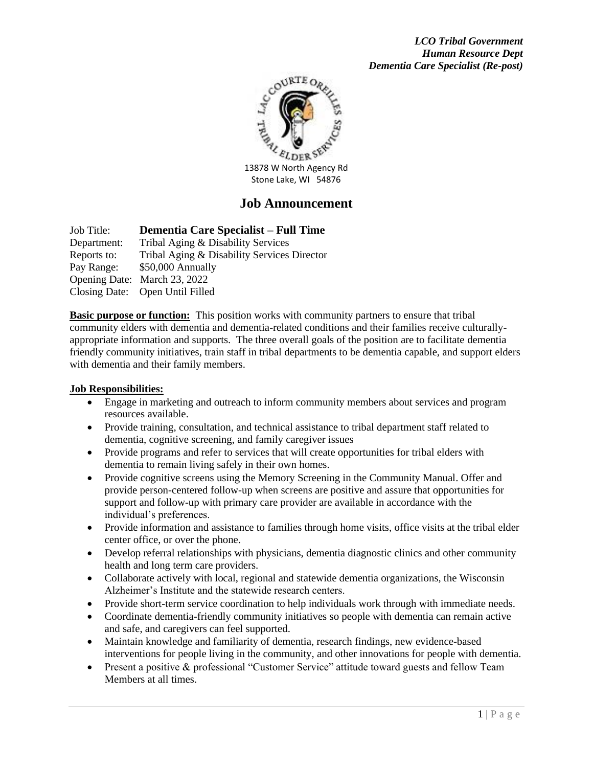*LCO Tribal Government*
*Human Resource Dept*
*Dementia Care Specialist (Re-post)*

13878 W North Agency Rd
Stone Lake, WI 54876

# Job Announcement

Job Title: **Dementia Care Specialist – Full Time**
Department: Tribal Aging & Disability Services
Reports to: Tribal Aging & Disability Services Director
Pay Range: $50,000 Annually
Opening Date: March 23, 2022
Closing Date: Open Until Filled

**Basic purpose or function:** This position works with community partners to ensure that tribal community elders with dementia and dementia-related conditions and their families receive culturally-appropriate information and supports. The three overall goals of the position are to facilitate dementia friendly community initiatives, train staff in tribal departments to be dementia capable, and support elders with dementia and their family members.

**Job Responsibilities:**

- Engage in marketing and outreach to inform community members about services and program resources available.
- Provide training, consultation, and technical assistance to tribal department staff related to dementia, cognitive screening, and family caregiver issues
- Provide programs and refer to services that will create opportunities for tribal elders with dementia to remain living safely in their own homes.
- Provide cognitive screens using the Memory Screening in the Community Manual. Offer and provide person-centered follow-up when screens are positive and assure that opportunities for support and follow-up with primary care provider are available in accordance with the individual's preferences.
- Provide information and assistance to families through home visits, office visits at the tribal elder center office, or over the phone.
- Develop referral relationships with physicians, dementia diagnostic clinics and other community health and long term care providers.
- Collaborate actively with local, regional and statewide dementia organizations, the Wisconsin Alzheimer's Institute and the statewide research centers.
- Provide short-term service coordination to help individuals work through with immediate needs.
- Coordinate dementia-friendly community initiatives so people with dementia can remain active and safe, and caregivers can feel supported.
- Maintain knowledge and familiarity of dementia, research findings, new evidence-based interventions for people living in the community, and other innovations for people with dementia.
- Present a positive & professional "Customer Service" attitude toward guests and fellow Team Members at all times.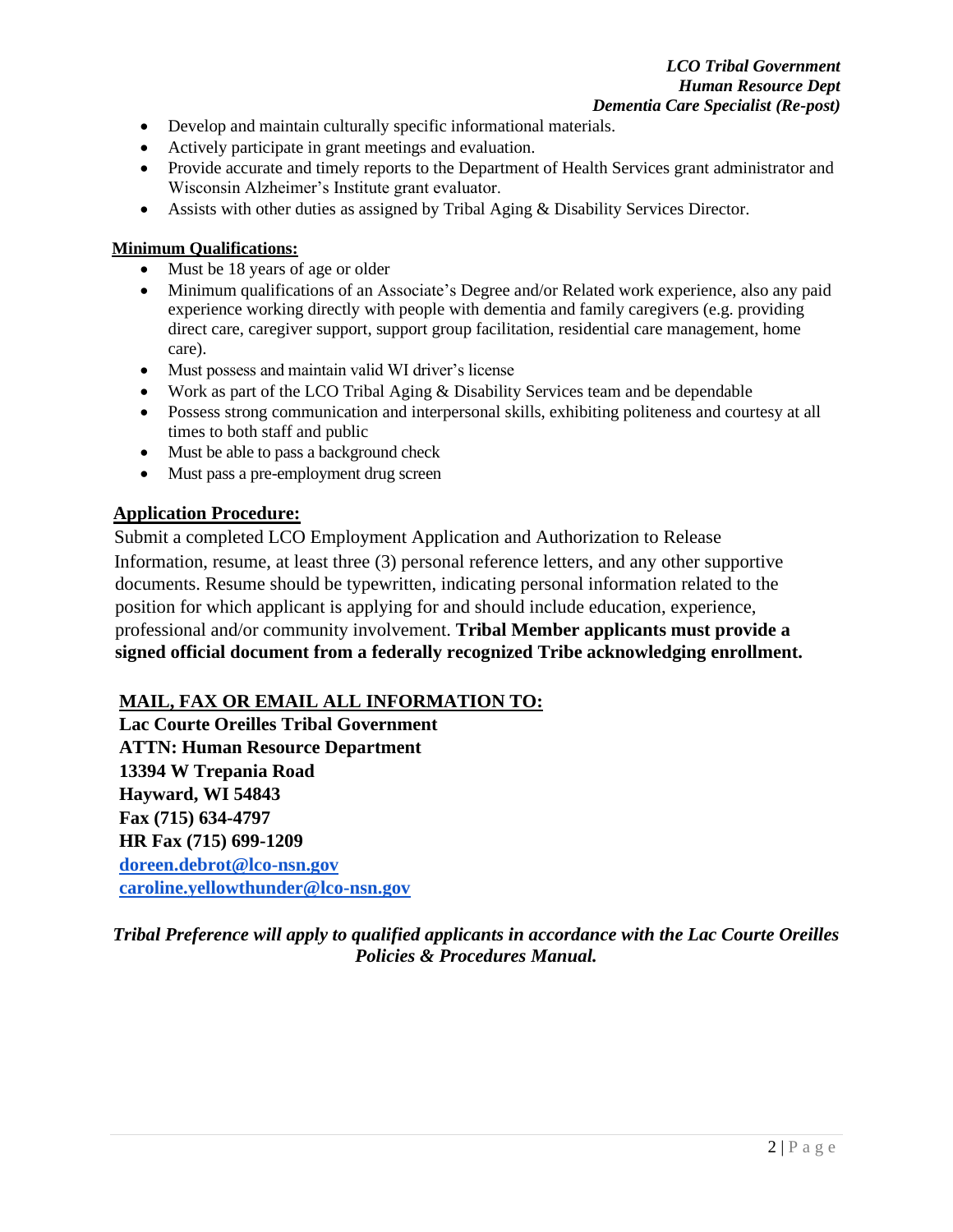- Develop and maintain culturally specific informational materials.
- Actively participate in grant meetings and evaluation.
- Provide accurate and timely reports to the Department of Health Services grant administrator and Wisconsin Alzheimer's Institute grant evaluator.
- Assists with other duties as assigned by Tribal Aging & Disability Services Director.

**Minimum Qualifications:**

- Must be 18 years of age or older
- Minimum qualifications of an Associate's Degree and/or Related work experience, also any paid experience working directly with people with dementia and family caregivers (e.g. providing direct care, caregiver support, support group facilitation, residential care management, home care).
- Must possess and maintain valid WI driver's license
- Work as part of the LCO Tribal Aging & Disability Services team and be dependable
- Possess strong communication and interpersonal skills, exhibiting politeness and courtesy at all times to both staff and public
- Must be able to pass a background check
- Must pass a pre-employment drug screen

**Application Procedure:**

Submit a completed LCO Employment Application and Authorization to Release Information, resume, at least three (3) personal reference letters, and any other supportive documents. Resume should be typewritten, indicating personal information related to the position for which applicant is applying for and should include education, experience, professional and/or community involvement. **Tribal Member applicants must provide a signed official document from a federally recognized Tribe acknowledging enrollment.**

**MAIL, FAX OR EMAIL ALL INFORMATION TO:**

**Lac Courte Oreilles Tribal Government**
**ATTN: Human Resource Department**
**13394 W Trepania Road**
**Hayward, WI 54843**
**Fax (715) 634-4797**
**HR Fax (715) 699-1209**
**doreen.debrot@lco-nsn.gov**
**caroline.yellowthunder@lco-nsn.gov**

***Tribal Preference will apply to qualified applicants in accordance with the Lac Courte Oreilles Policies & Procedures Manual.***